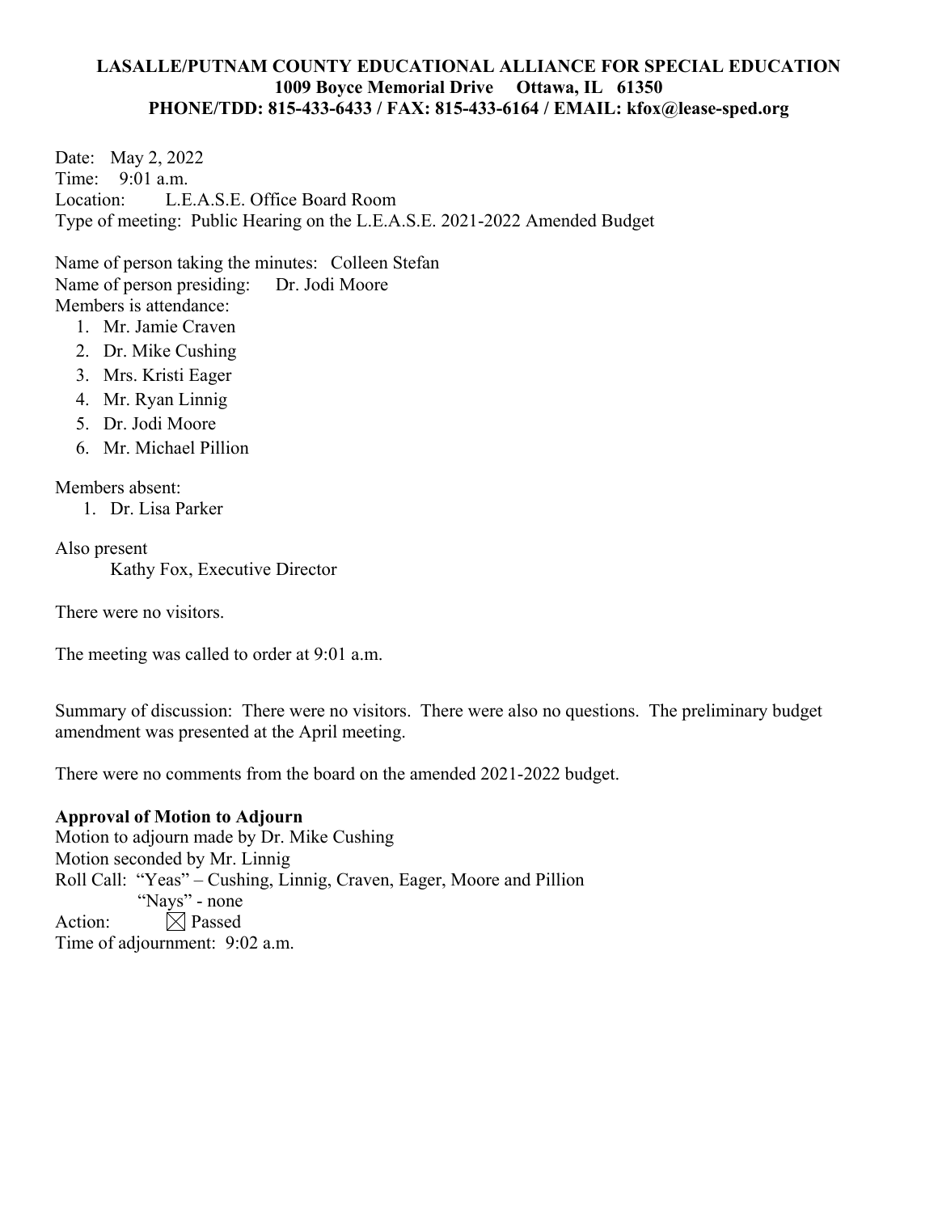**LASALLE/PUTNAM COUNTY EDUCATIONAL ALLIANCE FOR SPECIAL EDUCATION**
**1009 Boyce Memorial Drive Ottawa, IL 61350**
**PHONE/TDD: 815-433-6433 / FAX: 815-433-6164 / EMAIL: kfox@lease-sped.org**

Date: May 2, 2022
Time: 9:01 a.m.
Location: L.E.A.S.E. Office Board Room
Type of meeting: Public Hearing on the L.E.A.S.E. 2021-2022 Amended Budget

Name of person taking the minutes: Colleen Stefan
Name of person presiding: Dr. Jodi Moore
Members is attendance:

1. Mr. Jamie Craven
2. Dr. Mike Cushing
3. Mrs. Kristi Eager
4. Mr. Ryan Linnig
5. Dr. Jodi Moore
6. Mr. Michael Pillion

Members absent:

1. Dr. Lisa Parker

Also present
Kathy Fox, Executive Director

There were no visitors.

The meeting was called to order at 9:01 a.m.

Summary of discussion: There were no visitors. There were also no questions. The preliminary budget amendment was presented at the April meeting.

There were no comments from the board on the amended 2021-2022 budget.

**Approval of Motion to Adjourn**
Motion to adjourn made by Dr. Mike Cushing
Motion seconded by Mr. Linnig
Roll Call: "Yeas" – Cushing, Linnig, Craven, Eager, Moore and Pillion
"Nays" - none
Action: ☒ Passed
Time of adjournment: 9:02 a.m.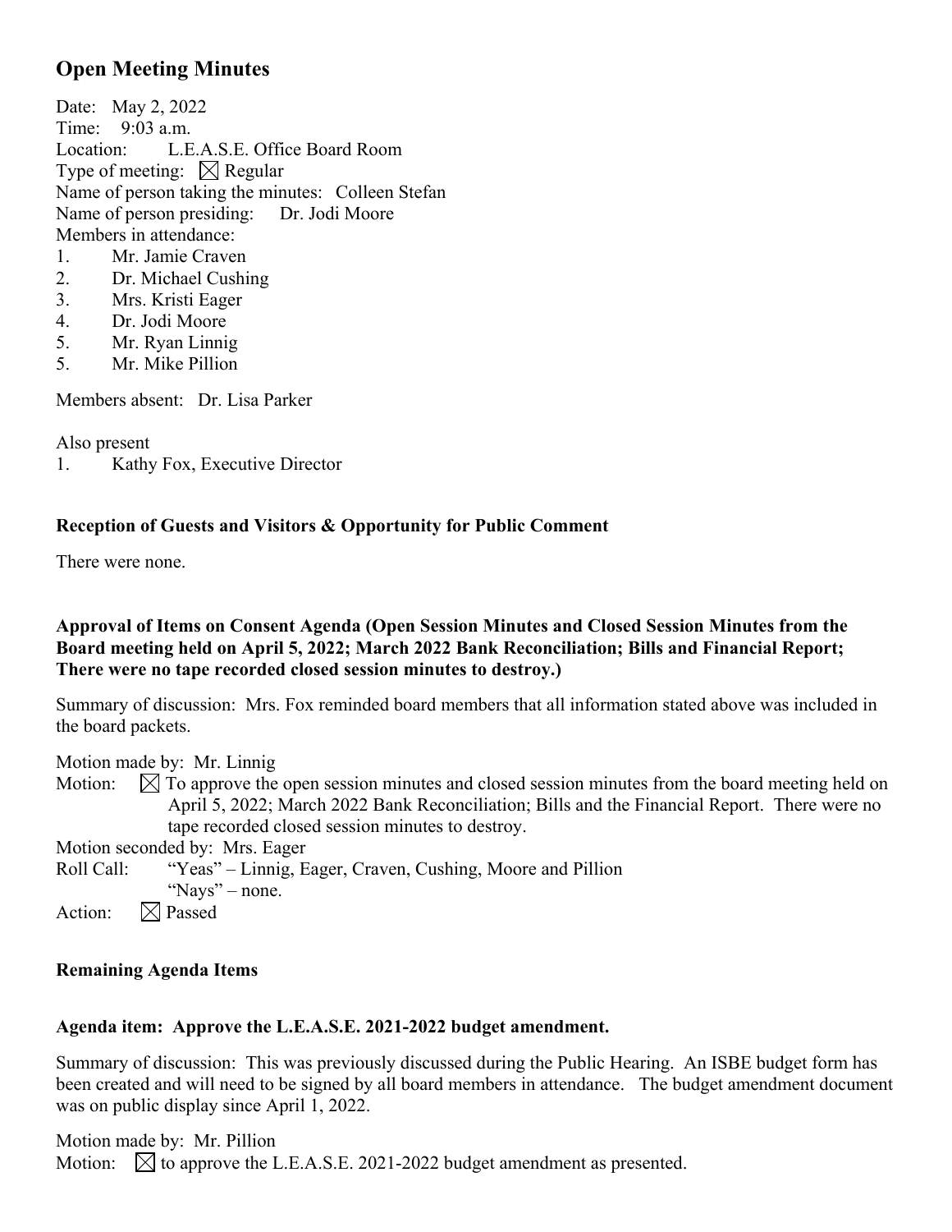## Open Meeting Minutes

Date: May 2, 2022
Time: 9:03 a.m.
Location: L.E.A.S.E. Office Board Room
Type of meeting: ☒ Regular
Name of person taking the minutes: Colleen Stefan
Name of person presiding: Dr. Jodi Moore
Members in attendance:

1. Mr. Jamie Craven
2. Dr. Michael Cushing
3. Mrs. Kristi Eager
4. Dr. Jodi Moore
5. Mr. Ryan Linnig
5. Mr. Mike Pillion

Members absent: Dr. Lisa Parker

Also present

1. Kathy Fox, Executive Director

**Reception of Guests and Visitors & Opportunity for Public Comment**

There were none.

**Approval of Items on Consent Agenda (Open Session Minutes and Closed Session Minutes from the Board meeting held on April 5, 2022; March 2022 Bank Reconciliation; Bills and Financial Report; There were no tape recorded closed session minutes to destroy.)**

Summary of discussion: Mrs. Fox reminded board members that all information stated above was included in the board packets.

Motion made by: Mr. Linnig
Motion: ☒ To approve the open session minutes and closed session minutes from the board meeting held on April 5, 2022; March 2022 Bank Reconciliation; Bills and the Financial Report. There were no tape recorded closed session minutes to destroy.
Motion seconded by: Mrs. Eager
Roll Call: "Yeas" – Linnig, Eager, Craven, Cushing, Moore and Pillion
"Nays" – none.
Action: ☒ Passed

**Remaining Agenda Items**

**Agenda item: Approve the L.E.A.S.E. 2021-2022 budget amendment.**

Summary of discussion: This was previously discussed during the Public Hearing. An ISBE budget form has been created and will need to be signed by all board members in attendance. The budget amendment document was on public display since April 1, 2022.

Motion made by: Mr. Pillion
Motion: ☒ to approve the L.E.A.S.E. 2021-2022 budget amendment as presented.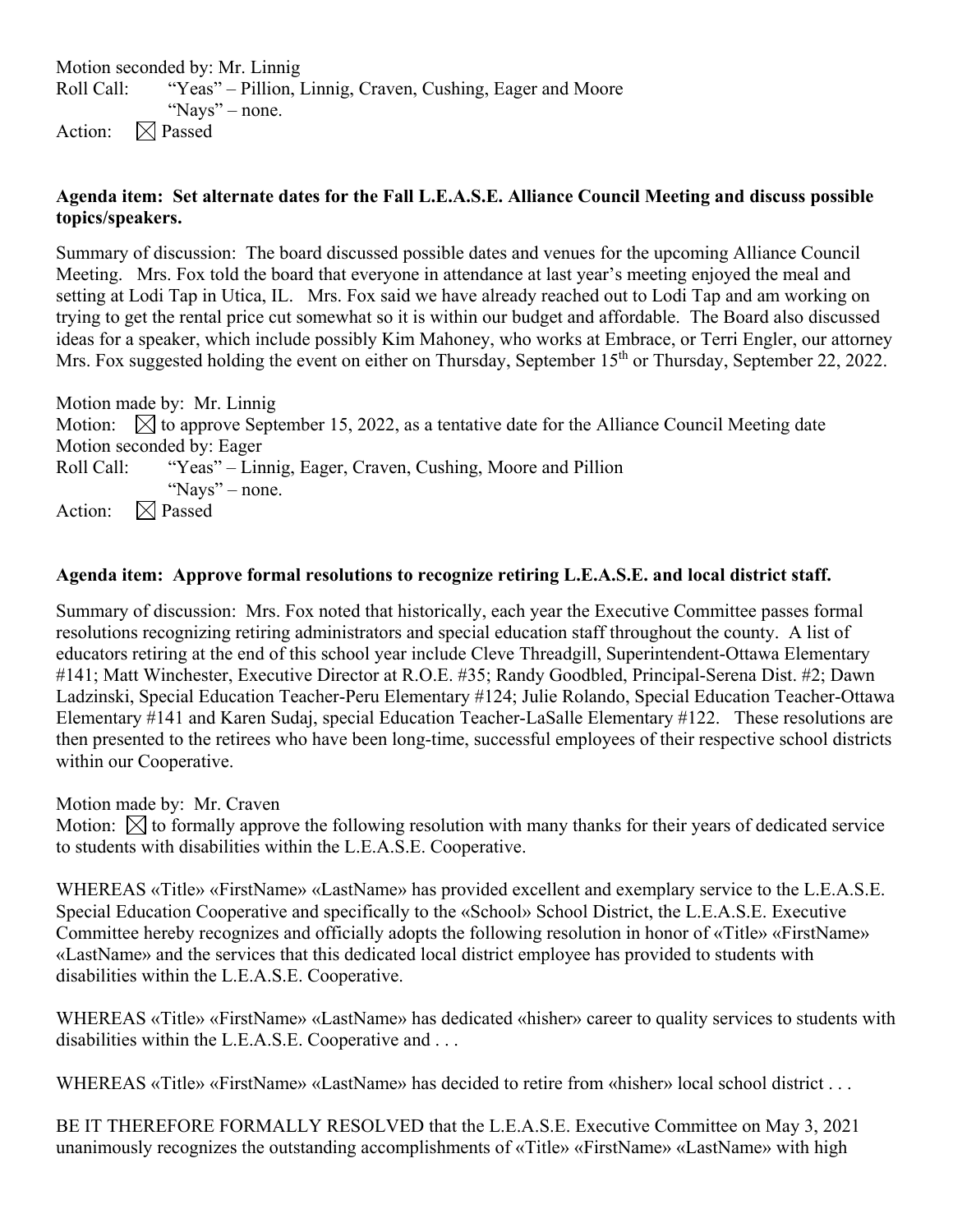Motion seconded by: Mr. Linnig
Roll Call: "Yeas" – Pillion, Linnig, Craven, Cushing, Eager and Moore
"Nays" – none.
Action: ☒ Passed

**Agenda item: Set alternate dates for the Fall L.E.A.S.E. Alliance Council Meeting and discuss possible topics/speakers.**

Summary of discussion: The board discussed possible dates and venues for the upcoming Alliance Council Meeting. Mrs. Fox told the board that everyone in attendance at last year's meeting enjoyed the meal and setting at Lodi Tap in Utica, IL. Mrs. Fox said we have already reached out to Lodi Tap and am working on trying to get the rental price cut somewhat so it is within our budget and affordable. The Board also discussed ideas for a speaker, which include possibly Kim Mahoney, who works at Embrace, or Terri Engler, our attorney Mrs. Fox suggested holding the event on either on Thursday, September 15th or Thursday, September 22, 2022.

Motion made by: Mr. Linnig
Motion: ☒ to approve September 15, 2022, as a tentative date for the Alliance Council Meeting date
Motion seconded by: Eager
Roll Call: "Yeas" – Linnig, Eager, Craven, Cushing, Moore and Pillion
"Nays" – none.
Action: ☒ Passed

**Agenda item: Approve formal resolutions to recognize retiring L.E.A.S.E. and local district staff.**

Summary of discussion: Mrs. Fox noted that historically, each year the Executive Committee passes formal resolutions recognizing retiring administrators and special education staff throughout the county. A list of educators retiring at the end of this school year include Cleve Threadgill, Superintendent-Ottawa Elementary #141; Matt Winchester, Executive Director at R.O.E. #35; Randy Goodbled, Principal-Serena Dist. #2; Dawn Ladzinski, Special Education Teacher-Peru Elementary #124; Julie Rolando, Special Education Teacher-Ottawa Elementary #141 and Karen Sudaj, special Education Teacher-LaSalle Elementary #122. These resolutions are then presented to the retirees who have been long-time, successful employees of their respective school districts within our Cooperative.

Motion made by: Mr. Craven
Motion: ☒ to formally approve the following resolution with many thanks for their years of dedicated service to students with disabilities within the L.E.A.S.E. Cooperative.

WHEREAS «Title» «FirstName» «LastName» has provided excellent and exemplary service to the L.E.A.S.E. Special Education Cooperative and specifically to the «School» School District, the L.E.A.S.E. Executive Committee hereby recognizes and officially adopts the following resolution in honor of «Title» «FirstName» «LastName» and the services that this dedicated local district employee has provided to students with disabilities within the L.E.A.S.E. Cooperative.

WHEREAS «Title» «FirstName» «LastName» has dedicated «hisher» career to quality services to students with disabilities within the L.E.A.S.E. Cooperative and . . .

WHEREAS «Title» «FirstName» «LastName» has decided to retire from «hisher» local school district . . .

BE IT THEREFORE FORMALLY RESOLVED that the L.E.A.S.E. Executive Committee on May 3, 2021 unanimously recognizes the outstanding accomplishments of «Title» «FirstName» «LastName» with high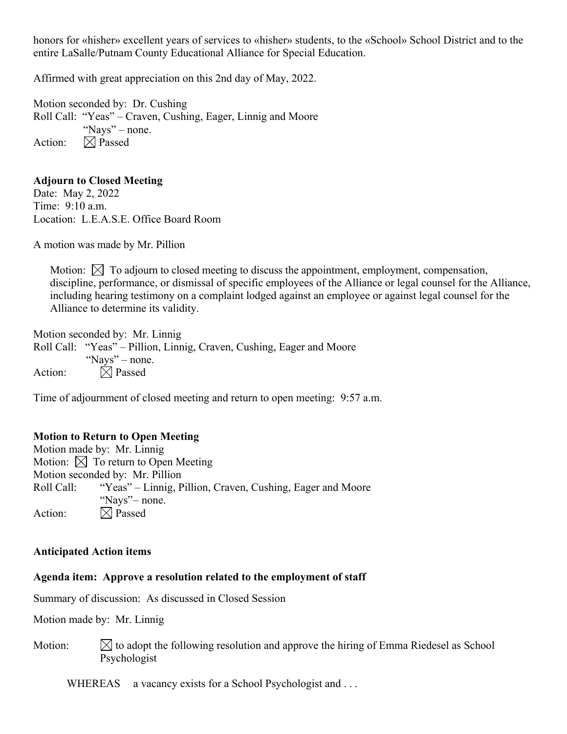honors for «hisher» excellent years of services to «hisher» students, to the «School» School District and to the entire LaSalle/Putnam County Educational Alliance for Special Education.

Affirmed with great appreciation on this 2nd day of May, 2022.

Motion seconded by: Dr. Cushing
Roll Call: "Yeas" – Craven, Cushing, Eager, Linnig and Moore
"Nays" – none.
Action: ☒ Passed

**Adjourn to Closed Meeting**
Date: May 2, 2022
Time: 9:10 a.m.
Location: L.E.A.S.E. Office Board Room

A motion was made by Mr. Pillion

Motion: ☒ To adjourn to closed meeting to discuss the appointment, employment, compensation, discipline, performance, or dismissal of specific employees of the Alliance or legal counsel for the Alliance, including hearing testimony on a complaint lodged against an employee or against legal counsel for the Alliance to determine its validity.

Motion seconded by: Mr. Linnig
Roll Call: "Yeas" – Pillion, Linnig, Craven, Cushing, Eager and Moore
"Nays" – none.
Action: ☒ Passed

Time of adjournment of closed meeting and return to open meeting: 9:57 a.m.

**Motion to Return to Open Meeting**
Motion made by: Mr. Linnig
Motion: ☒ To return to Open Meeting
Motion seconded by: Mr. Pillion
Roll Call: "Yeas" – Linnig, Pillion, Craven, Cushing, Eager and Moore
"Nays"– none.
Action: ☒ Passed

**Anticipated Action items**

**Agenda item: Approve a resolution related to the employment of staff**

Summary of discussion: As discussed in Closed Session

Motion made by: Mr. Linnig

Motion: ☒ to adopt the following resolution and approve the hiring of Emma Riedesel as School Psychologist

WHEREAS a vacancy exists for a School Psychologist and . . .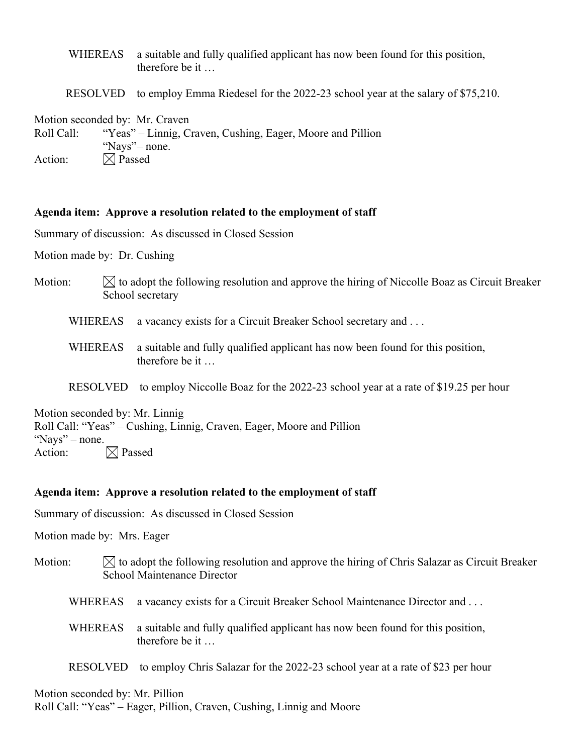WHEREAS a suitable and fully qualified applicant has now been found for this position, therefore be it …

RESOLVED to employ Emma Riedesel for the 2022-23 school year at the salary of $75,210.

Motion seconded by: Mr. Craven
Roll Call: "Yeas" – Linnig, Craven, Cushing, Eager, Moore and Pillion
"Nays"– none.
Action: ☒ Passed

**Agenda item: Approve a resolution related to the employment of staff**

Summary of discussion: As discussed in Closed Session

Motion made by: Dr. Cushing

Motion: ☒ to adopt the following resolution and approve the hiring of Niccolle Boaz as Circuit Breaker School secretary

WHEREAS a vacancy exists for a Circuit Breaker School secretary and . . .

WHEREAS a suitable and fully qualified applicant has now been found for this position, therefore be it …

RESOLVED to employ Niccolle Boaz for the 2022-23 school year at a rate of $19.25 per hour

Motion seconded by: Mr. Linnig
Roll Call: "Yeas" – Cushing, Linnig, Craven, Eager, Moore and Pillion
"Nays" – none.
Action: ☒ Passed

**Agenda item: Approve a resolution related to the employment of staff**

Summary of discussion: As discussed in Closed Session

Motion made by: Mrs. Eager

Motion: ☒ to adopt the following resolution and approve the hiring of Chris Salazar as Circuit Breaker School Maintenance Director

WHEREAS a vacancy exists for a Circuit Breaker School Maintenance Director and . . .

WHEREAS a suitable and fully qualified applicant has now been found for this position, therefore be it …

RESOLVED to employ Chris Salazar for the 2022-23 school year at a rate of $23 per hour

Motion seconded by: Mr. Pillion
Roll Call: "Yeas" – Eager, Pillion, Craven, Cushing, Linnig and Moore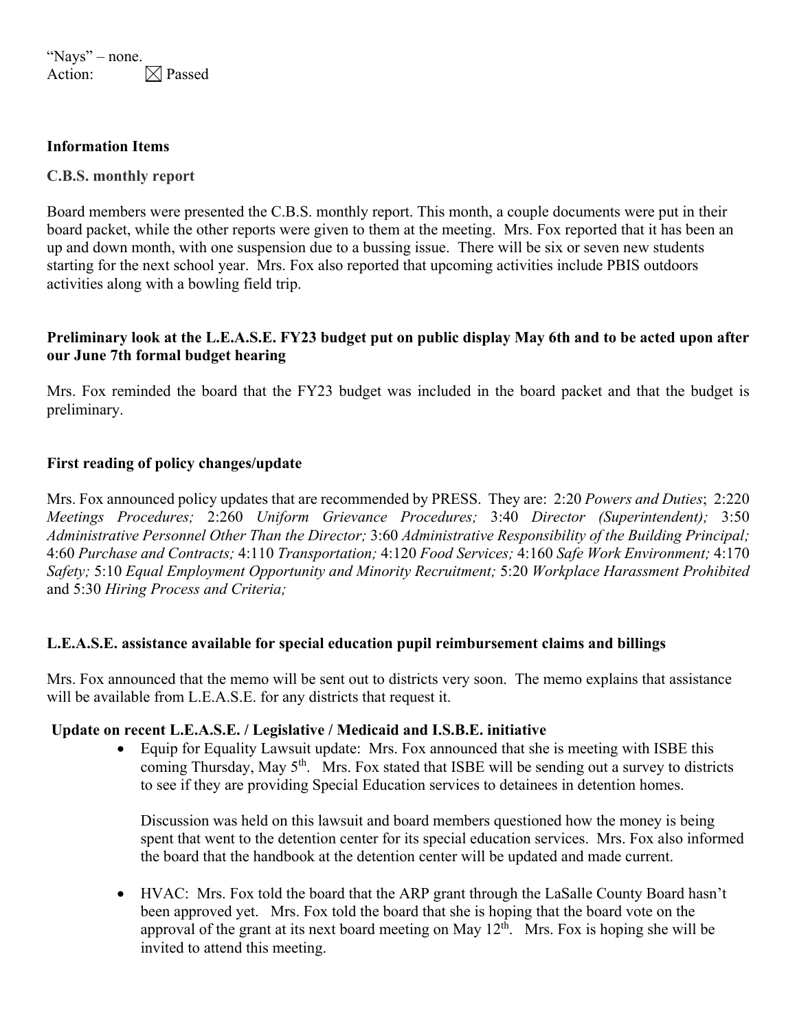"Nays" – none.
Action: ☒ Passed

**Information Items**

**C.B.S. monthly report**

Board members were presented the C.B.S. monthly report. This month, a couple documents were put in their board packet, while the other reports were given to them at the meeting. Mrs. Fox reported that it has been an up and down month, with one suspension due to a bussing issue. There will be six or seven new students starting for the next school year. Mrs. Fox also reported that upcoming activities include PBIS outdoors activities along with a bowling field trip.

**Preliminary look at the L.E.A.S.E. FY23 budget put on public display May 6th and to be acted upon after our June 7th formal budget hearing**

Mrs. Fox reminded the board that the FY23 budget was included in the board packet and that the budget is preliminary.

**First reading of policy changes/update**

Mrs. Fox announced policy updates that are recommended by PRESS. They are: 2:20 *Powers and Duties*; 2:220 *Meetings Procedures;* 2:260 *Uniform Grievance Procedures;* 3:40 *Director (Superintendent);* 3:50 *Administrative Personnel Other Than the Director;* 3:60 *Administrative Responsibility of the Building Principal;* 4:60 *Purchase and Contracts;* 4:110 *Transportation;* 4:120 *Food Services;* 4:160 *Safe Work Environment;* 4:170 *Safety;* 5:10 *Equal Employment Opportunity and Minority Recruitment;* 5:20 *Workplace Harassment Prohibited* and 5:30 *Hiring Process and Criteria;*

**L.E.A.S.E. assistance available for special education pupil reimbursement claims and billings**

Mrs. Fox announced that the memo will be sent out to districts very soon. The memo explains that assistance will be available from L.E.A.S.E. for any districts that request it.

**Update on recent L.E.A.S.E. / Legislative / Medicaid and I.S.B.E. initiative**

- Equip for Equality Lawsuit update: Mrs. Fox announced that she is meeting with ISBE this coming Thursday, May 5th. Mrs. Fox stated that ISBE will be sending out a survey to districts to see if they are providing Special Education services to detainees in detention homes.

  Discussion was held on this lawsuit and board members questioned how the money is being spent that went to the detention center for its special education services. Mrs. Fox also informed the board that the handbook at the detention center will be updated and made current.

- HVAC: Mrs. Fox told the board that the ARP grant through the LaSalle County Board hasn't been approved yet. Mrs. Fox told the board that she is hoping that the board vote on the approval of the grant at its next board meeting on May 12th. Mrs. Fox is hoping she will be invited to attend this meeting.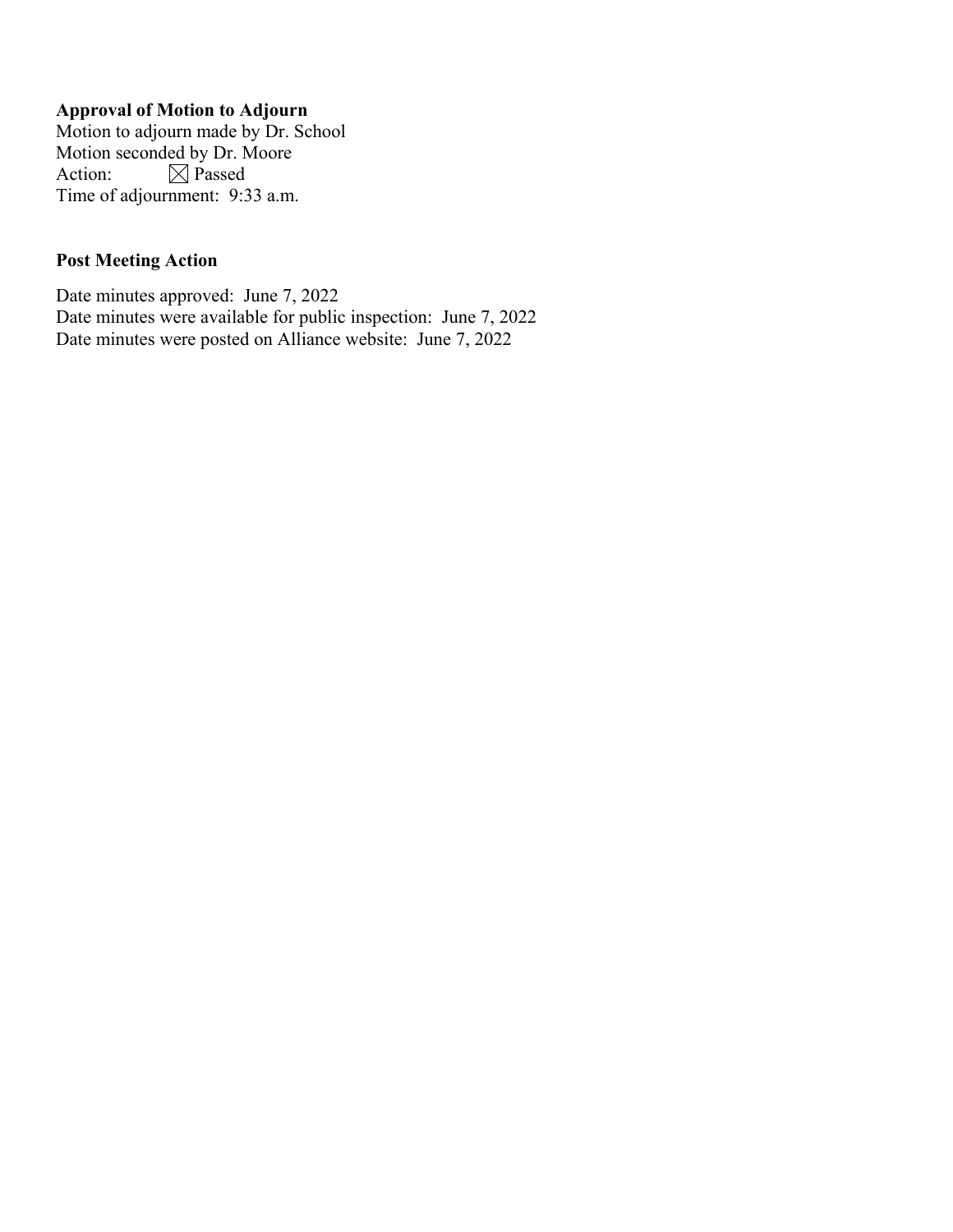**Approval of Motion to Adjourn**

Motion to adjourn made by Dr. School
Motion seconded by Dr. Moore
Action: ☒ Passed
Time of adjournment: 9:33 a.m.

**Post Meeting Action**

Date minutes approved: June 7, 2022
Date minutes were available for public inspection: June 7, 2022
Date minutes were posted on Alliance website: June 7, 2022